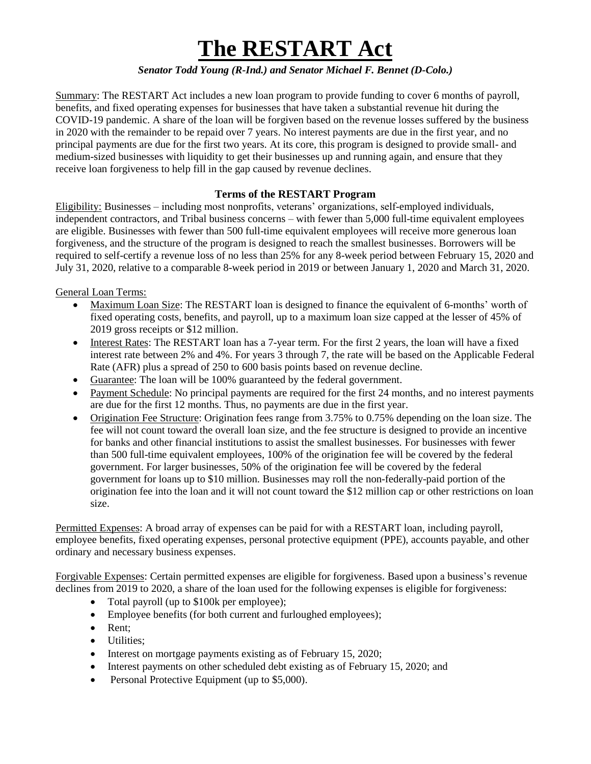# The RESTART Act

***Senator Todd Young (R-Ind.) and Senator Michael F. Bennet (D-Colo.)***

Summary: The RESTART Act includes a new loan program to provide funding to cover 6 months of payroll, benefits, and fixed operating expenses for businesses that have taken a substantial revenue hit during the COVID-19 pandemic. A share of the loan will be forgiven based on the revenue losses suffered by the business in 2020 with the remainder to be repaid over 7 years. No interest payments are due in the first year, and no principal payments are due for the first two years. At its core, this program is designed to provide small- and medium-sized businesses with liquidity to get their businesses up and running again, and ensure that they receive loan forgiveness to help fill in the gap caused by revenue declines.

### Terms of the RESTART Program

Eligibility: Businesses – including most nonprofits, veterans' organizations, self-employed individuals, independent contractors, and Tribal business concerns – with fewer than 5,000 full-time equivalent employees are eligible. Businesses with fewer than 500 full-time equivalent employees will receive more generous loan forgiveness, and the structure of the program is designed to reach the smallest businesses. Borrowers will be required to self-certify a revenue loss of no less than 25% for any 8-week period between February 15, 2020 and July 31, 2020, relative to a comparable 8-week period in 2019 or between January 1, 2020 and March 31, 2020.

General Loan Terms:

- Maximum Loan Size: The RESTART loan is designed to finance the equivalent of 6-months' worth of fixed operating costs, benefits, and payroll, up to a maximum loan size capped at the lesser of 45% of 2019 gross receipts or $12 million.
- Interest Rates: The RESTART loan has a 7-year term. For the first 2 years, the loan will have a fixed interest rate between 2% and 4%. For years 3 through 7, the rate will be based on the Applicable Federal Rate (AFR) plus a spread of 250 to 600 basis points based on revenue decline.
- Guarantee: The loan will be 100% guaranteed by the federal government.
- Payment Schedule: No principal payments are required for the first 24 months, and no interest payments are due for the first 12 months. Thus, no payments are due in the first year.
- Origination Fee Structure: Origination fees range from 3.75% to 0.75% depending on the loan size. The fee will not count toward the overall loan size, and the fee structure is designed to provide an incentive for banks and other financial institutions to assist the smallest businesses. For businesses with fewer than 500 full-time equivalent employees, 100% of the origination fee will be covered by the federal government. For larger businesses, 50% of the origination fee will be covered by the federal government for loans up to $10 million. Businesses may roll the non-federally-paid portion of the origination fee into the loan and it will not count toward the $12 million cap or other restrictions on loan size.

Permitted Expenses: A broad array of expenses can be paid for with a RESTART loan, including payroll, employee benefits, fixed operating expenses, personal protective equipment (PPE), accounts payable, and other ordinary and necessary business expenses.

Forgivable Expenses: Certain permitted expenses are eligible for forgiveness. Based upon a business's revenue declines from 2019 to 2020, a share of the loan used for the following expenses is eligible for forgiveness:

- Total payroll (up to $100k per employee);
- Employee benefits (for both current and furloughed employees);
- Rent;
- Utilities;
- Interest on mortgage payments existing as of February 15, 2020;
- Interest payments on other scheduled debt existing as of February 15, 2020; and
- Personal Protective Equipment (up to $5,000).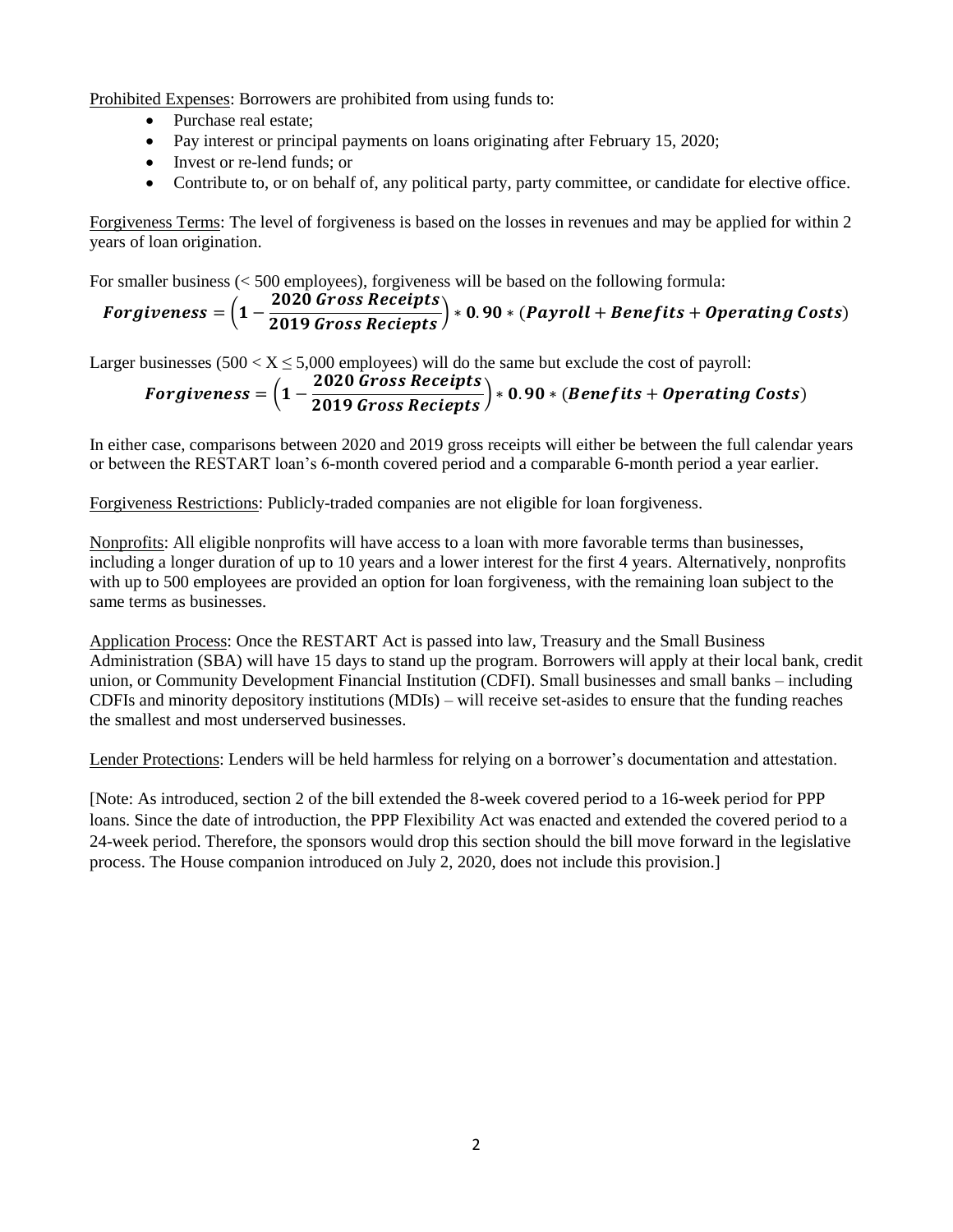Prohibited Expenses: Borrowers are prohibited from using funds to:

- Purchase real estate;
- Pay interest or principal payments on loans originating after February 15, 2020;
- Invest or re-lend funds; or
- Contribute to, or on behalf of, any political party, party committee, or candidate for elective office.

Forgiveness Terms: The level of forgiveness is based on the losses in revenues and may be applied for within 2 years of loan origination.

For smaller business (< 500 employees), forgiveness will be based on the following formula:

$$\boldsymbol{Forgiveness} = \left(\mathbf{1} - \frac{\mathbf{2020}\ \boldsymbol{Gross\ Receipts}}{\mathbf{2019}\ \boldsymbol{Gross\ Reciepts}}\right) * \mathbf{0.90} * (\boldsymbol{Payroll} + \boldsymbol{Benefits} + \boldsymbol{Operating\ Costs})$$

Larger businesses ($500 < X \leq 5{,}000$ employees) will do the same but exclude the cost of payroll:

$$\boldsymbol{Forgiveness} = \left(\mathbf{1} - \frac{\mathbf{2020}\ \boldsymbol{Gross\ Receipts}}{\mathbf{2019}\ \boldsymbol{Gross\ Reciepts}}\right) * \mathbf{0.90} * (\boldsymbol{Benefits} + \boldsymbol{Operating\ Costs})$$

In either case, comparisons between 2020 and 2019 gross receipts will either be between the full calendar years or between the RESTART loan's 6-month covered period and a comparable 6-month period a year earlier.

Forgiveness Restrictions: Publicly-traded companies are not eligible for loan forgiveness.

Nonprofits: All eligible nonprofits will have access to a loan with more favorable terms than businesses, including a longer duration of up to 10 years and a lower interest for the first 4 years. Alternatively, nonprofits with up to 500 employees are provided an option for loan forgiveness, with the remaining loan subject to the same terms as businesses.

Application Process: Once the RESTART Act is passed into law, Treasury and the Small Business Administration (SBA) will have 15 days to stand up the program. Borrowers will apply at their local bank, credit union, or Community Development Financial Institution (CDFI). Small businesses and small banks – including CDFIs and minority depository institutions (MDIs) – will receive set-asides to ensure that the funding reaches the smallest and most underserved businesses.

Lender Protections: Lenders will be held harmless for relying on a borrower's documentation and attestation.

[Note: As introduced, section 2 of the bill extended the 8-week covered period to a 16-week period for PPP loans. Since the date of introduction, the PPP Flexibility Act was enacted and extended the covered period to a 24-week period. Therefore, the sponsors would drop this section should the bill move forward in the legislative process. The House companion introduced on July 2, 2020, does not include this provision.]